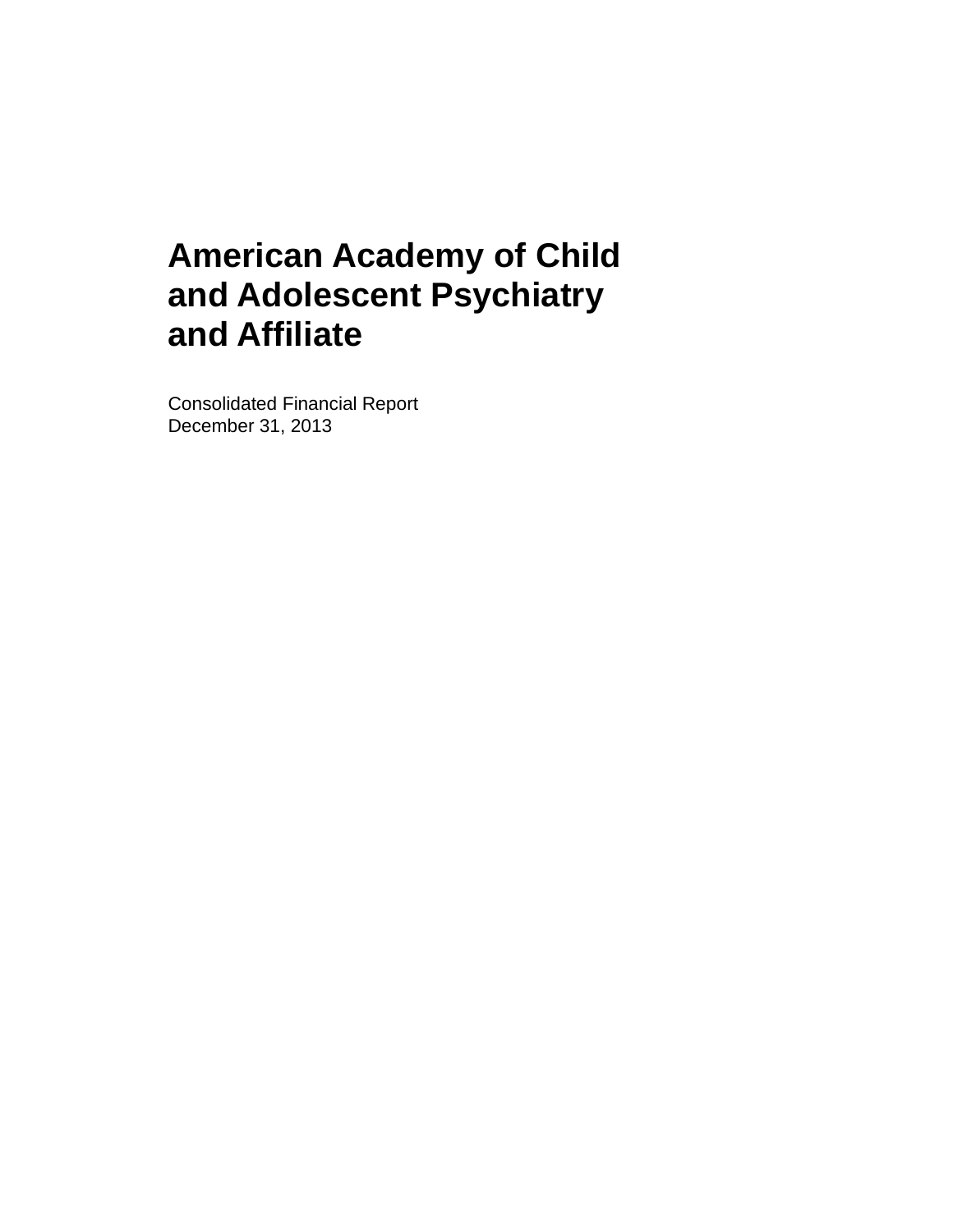# American Academy of Child and Adolescent Psychiatry and Affiliate

Consolidated Financial Report
December 31, 2013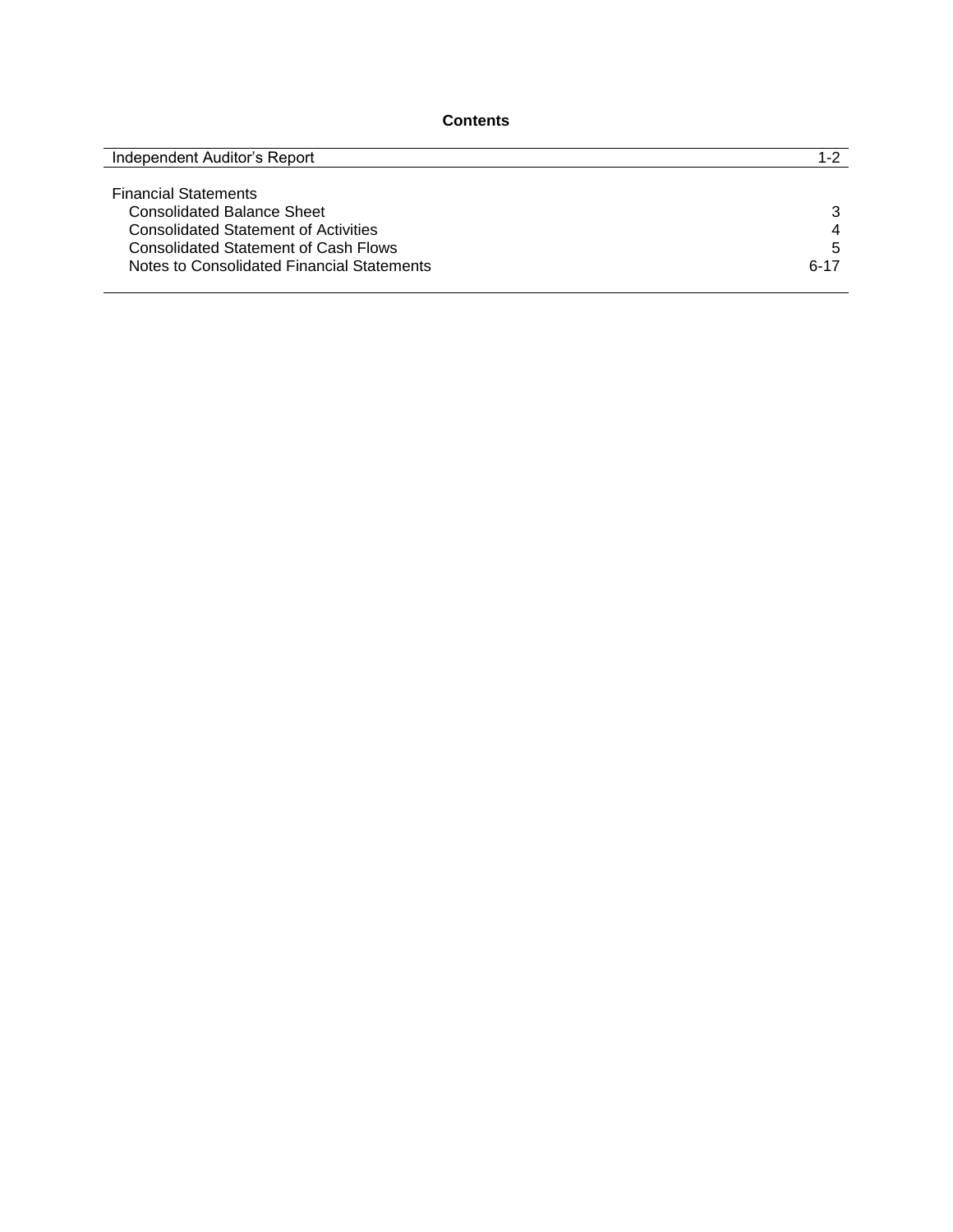# Contents

| | |
|---|---|
| Independent Auditor's Report | 1-2 |
| | |
| Financial Statements | |
| Consolidated Balance Sheet | 3 |
| Consolidated Statement of Activities | 4 |
| Consolidated Statement of Cash Flows | 5 |
| Notes to Consolidated Financial Statements | 6-17 |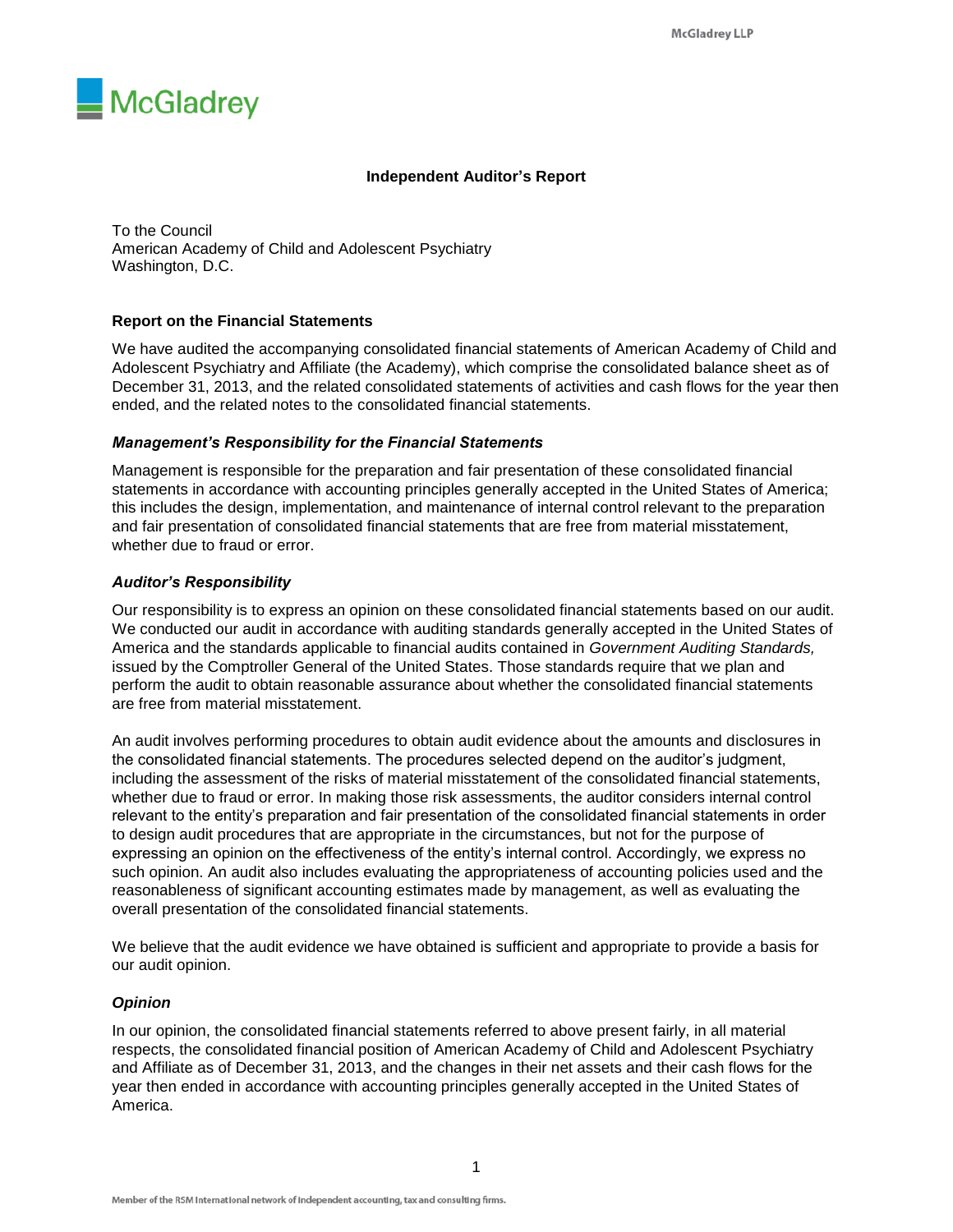McGladrey

## Independent Auditor's Report

To the Council
American Academy of Child and Adolescent Psychiatry
Washington, D.C.

### Report on the Financial Statements

We have audited the accompanying consolidated financial statements of American Academy of Child and Adolescent Psychiatry and Affiliate (the Academy), which comprise the consolidated balance sheet as of December 31, 2013, and the related consolidated statements of activities and cash flows for the year then ended, and the related notes to the consolidated financial statements.

#### *Management's Responsibility for the Financial Statements*

Management is responsible for the preparation and fair presentation of these consolidated financial statements in accordance with accounting principles generally accepted in the United States of America; this includes the design, implementation, and maintenance of internal control relevant to the preparation and fair presentation of consolidated financial statements that are free from material misstatement, whether due to fraud or error.

#### *Auditor's Responsibility*

Our responsibility is to express an opinion on these consolidated financial statements based on our audit. We conducted our audit in accordance with auditing standards generally accepted in the United States of America and the standards applicable to financial audits contained in *Government Auditing Standards,* issued by the Comptroller General of the United States. Those standards require that we plan and perform the audit to obtain reasonable assurance about whether the consolidated financial statements are free from material misstatement.

An audit involves performing procedures to obtain audit evidence about the amounts and disclosures in the consolidated financial statements. The procedures selected depend on the auditor's judgment, including the assessment of the risks of material misstatement of the consolidated financial statements, whether due to fraud or error. In making those risk assessments, the auditor considers internal control relevant to the entity's preparation and fair presentation of the consolidated financial statements in order to design audit procedures that are appropriate in the circumstances, but not for the purpose of expressing an opinion on the effectiveness of the entity's internal control. Accordingly, we express no such opinion. An audit also includes evaluating the appropriateness of accounting policies used and the reasonableness of significant accounting estimates made by management, as well as evaluating the overall presentation of the consolidated financial statements.

We believe that the audit evidence we have obtained is sufficient and appropriate to provide a basis for our audit opinion.

#### *Opinion*

In our opinion, the consolidated financial statements referred to above present fairly, in all material respects, the consolidated financial position of American Academy of Child and Adolescent Psychiatry and Affiliate as of December 31, 2013, and the changes in their net assets and their cash flows for the year then ended in accordance with accounting principles generally accepted in the United States of America.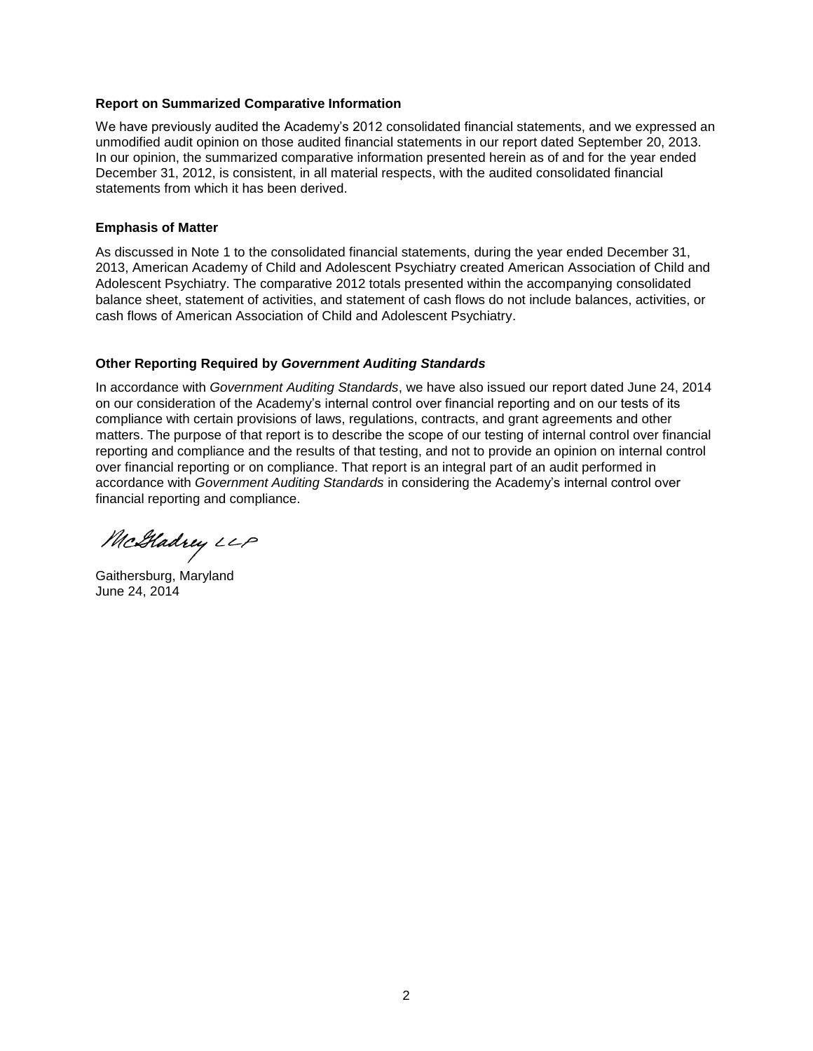**Report on Summarized Comparative Information**

We have previously audited the Academy's 2012 consolidated financial statements, and we expressed an unmodified audit opinion on those audited financial statements in our report dated September 20, 2013. In our opinion, the summarized comparative information presented herein as of and for the year ended December 31, 2012, is consistent, in all material respects, with the audited consolidated financial statements from which it has been derived.

**Emphasis of Matter**

As discussed in Note 1 to the consolidated financial statements, during the year ended December 31, 2013, American Academy of Child and Adolescent Psychiatry created American Association of Child and Adolescent Psychiatry. The comparative 2012 totals presented within the accompanying consolidated balance sheet, statement of activities, and statement of cash flows do not include balances, activities, or cash flows of American Association of Child and Adolescent Psychiatry.

**Other Reporting Required by *Government Auditing Standards***

In accordance with *Government Auditing Standards*, we have also issued our report dated June 24, 2014 on our consideration of the Academy's internal control over financial reporting and on our tests of its compliance with certain provisions of laws, regulations, contracts, and grant agreements and other matters. The purpose of that report is to describe the scope of our testing of internal control over financial reporting and compliance and the results of that testing, and not to provide an opinion on internal control over financial reporting or on compliance. That report is an integral part of an audit performed in accordance with *Government Auditing Standards* in considering the Academy's internal control over financial reporting and compliance.

McGladrey LLP

Gaithersburg, Maryland
June 24, 2014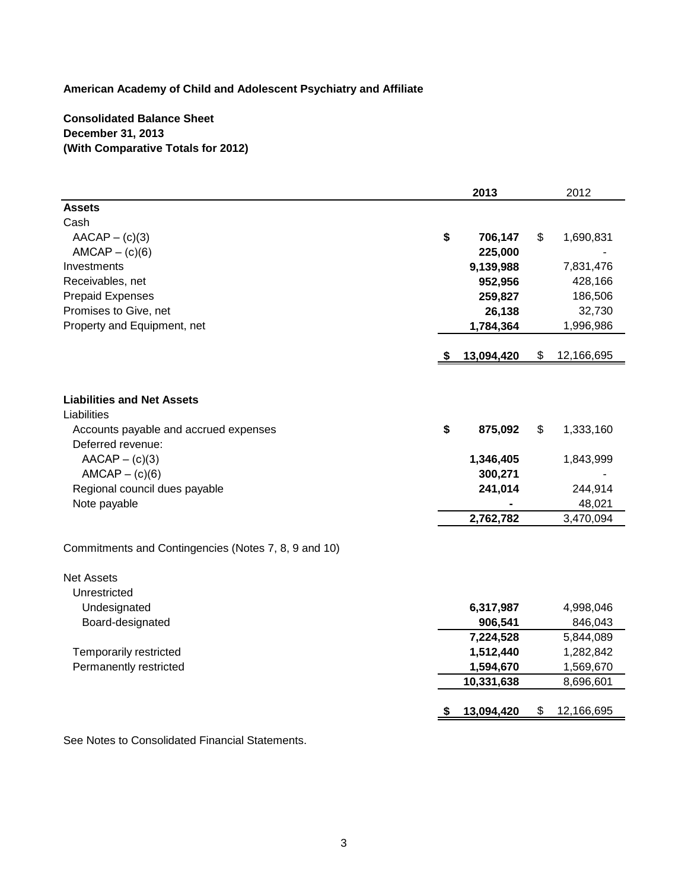**American Academy of Child and Adolescent Psychiatry and Affiliate**

**Consolidated Balance Sheet**
**December 31, 2013**
**(With Comparative Totals for 2012)**

| | **2013** | 2012 |
|---|---|---|
| **Assets** | | |
| Cash | | |
| AACAP – (c)(3) | **$ 706,147** | $ 1,690,831 |
| AMCAP – (c)(6) | **225,000** | - |
| Investments | **9,139,988** | 7,831,476 |
| Receivables, net | **952,956** | 428,166 |
| Prepaid Expenses | **259,827** | 186,506 |
| Promises to Give, net | **26,138** | 32,730 |
| Property and Equipment, net | **1,784,364** | 1,996,986 |
| | **$ 13,094,420** | $ 12,166,695 |
| **Liabilities and Net Assets** | | |
| Liabilities | | |
| Accounts payable and accrued expenses | **$ 875,092** | $ 1,333,160 |
| Deferred revenue: | | |
| AACAP – (c)(3) | **1,346,405** | 1,843,999 |
| AMCAP – (c)(6) | **300,271** | - |
| Regional council dues payable | **241,014** | 244,914 |
| Note payable | **-** | 48,021 |
| | **2,762,782** | 3,470,094 |
| Commitments and Contingencies (Notes 7, 8, 9 and 10) | | |
| Net Assets | | |
| Unrestricted | | |
| Undesignated | **6,317,987** | 4,998,046 |
| Board-designated | **906,541** | 846,043 |
| | **7,224,528** | 5,844,089 |
| Temporarily restricted | **1,512,440** | 1,282,842 |
| Permanently restricted | **1,594,670** | 1,569,670 |
| | **10,331,638** | 8,696,601 |
| | **$ 13,094,420** | $ 12,166,695 |

See Notes to Consolidated Financial Statements.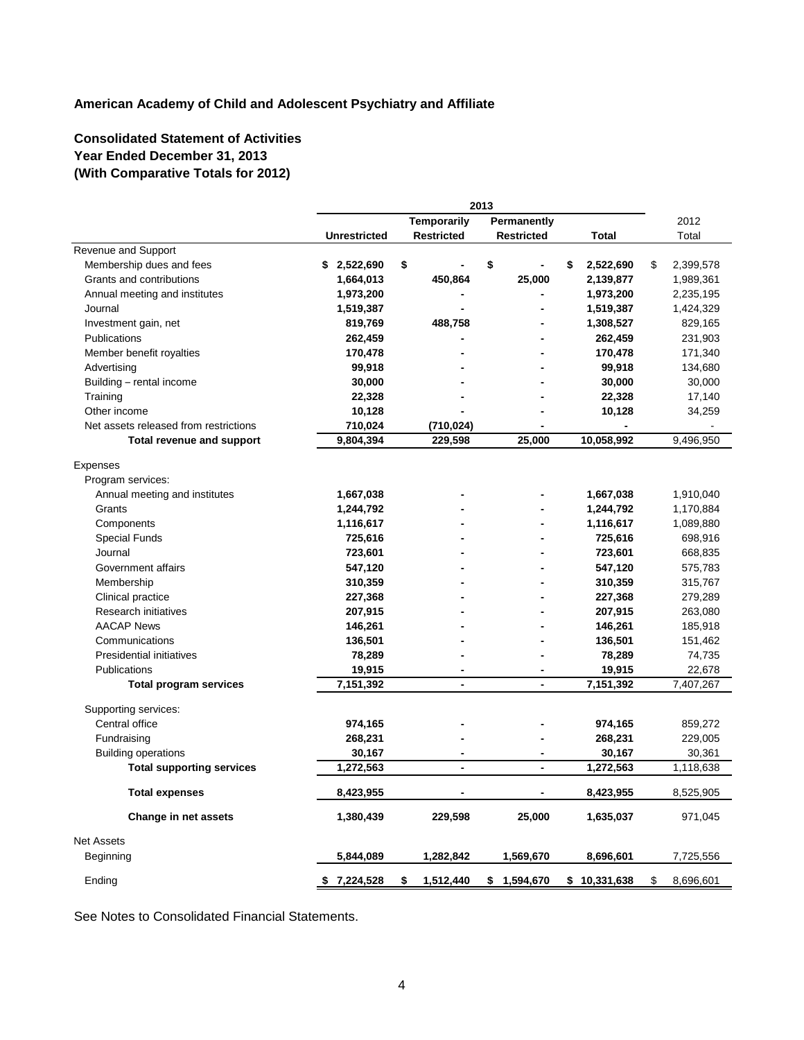**American Academy of Child and Adolescent Psychiatry and Affiliate**

**Consolidated Statement of Activities**
**Year Ended December 31, 2013**
**(With Comparative Totals for 2012)**

| | 2013 | | | | |
|---|---|---|---|---|---|
| | **Unrestricted** | **Temporarily Restricted** | **Permanently Restricted** | **Total** | 2012 Total |
| Revenue and Support | | | | | |
| Membership dues and fees | $ 2,522,690 | $ - | $ - | $ 2,522,690 | $ 2,399,578 |
| Grants and contributions | 1,664,013 | 450,864 | 25,000 | 2,139,877 | 1,989,361 |
| Annual meeting and institutes | 1,973,200 | - | - | 1,973,200 | 2,235,195 |
| Journal | 1,519,387 | - | - | 1,519,387 | 1,424,329 |
| Investment gain, net | 819,769 | 488,758 | - | 1,308,527 | 829,165 |
| Publications | 262,459 | - | - | 262,459 | 231,903 |
| Member benefit royalties | 170,478 | - | - | 170,478 | 171,340 |
| Advertising | 99,918 | - | - | 99,918 | 134,680 |
| Building – rental income | 30,000 | - | - | 30,000 | 30,000 |
| Training | 22,328 | - | - | 22,328 | 17,140 |
| Other income | 10,128 | - | - | 10,128 | 34,259 |
| Net assets released from restrictions | 710,024 | (710,024) | - | - | - |
| **Total revenue and support** | 9,804,394 | 229,598 | 25,000 | 10,058,992 | 9,496,950 |
| Expenses | | | | | |
| Program services: | | | | | |
| Annual meeting and institutes | 1,667,038 | - | - | 1,667,038 | 1,910,040 |
| Grants | 1,244,792 | - | - | 1,244,792 | 1,170,884 |
| Components | 1,116,617 | - | - | 1,116,617 | 1,089,880 |
| Special Funds | 725,616 | - | - | 725,616 | 698,916 |
| Journal | 723,601 | - | - | 723,601 | 668,835 |
| Government affairs | 547,120 | - | - | 547,120 | 575,783 |
| Membership | 310,359 | - | - | 310,359 | 315,767 |
| Clinical practice | 227,368 | - | - | 227,368 | 279,289 |
| Research initiatives | 207,915 | - | - | 207,915 | 263,080 |
| AACAP News | 146,261 | - | - | 146,261 | 185,918 |
| Communications | 136,501 | - | - | 136,501 | 151,462 |
| Presidential initiatives | 78,289 | - | - | 78,289 | 74,735 |
| Publications | 19,915 | - | - | 19,915 | 22,678 |
| **Total program services** | 7,151,392 | - | - | 7,151,392 | 7,407,267 |
| Supporting services: | | | | | |
| Central office | 974,165 | - | - | 974,165 | 859,272 |
| Fundraising | 268,231 | - | - | 268,231 | 229,005 |
| Building operations | 30,167 | - | - | 30,167 | 30,361 |
| **Total supporting services** | 1,272,563 | - | - | 1,272,563 | 1,118,638 |
| **Total expenses** | 8,423,955 | - | - | 8,423,955 | 8,525,905 |
| **Change in net assets** | 1,380,439 | 229,598 | 25,000 | 1,635,037 | 971,045 |
| Net Assets | | | | | |
| Beginning | 5,844,089 | 1,282,842 | 1,569,670 | 8,696,601 | 7,725,556 |
| Ending | $ 7,224,528 | $ 1,512,440 | $ 1,594,670 | $ 10,331,638 | $ 8,696,601 |

See Notes to Consolidated Financial Statements.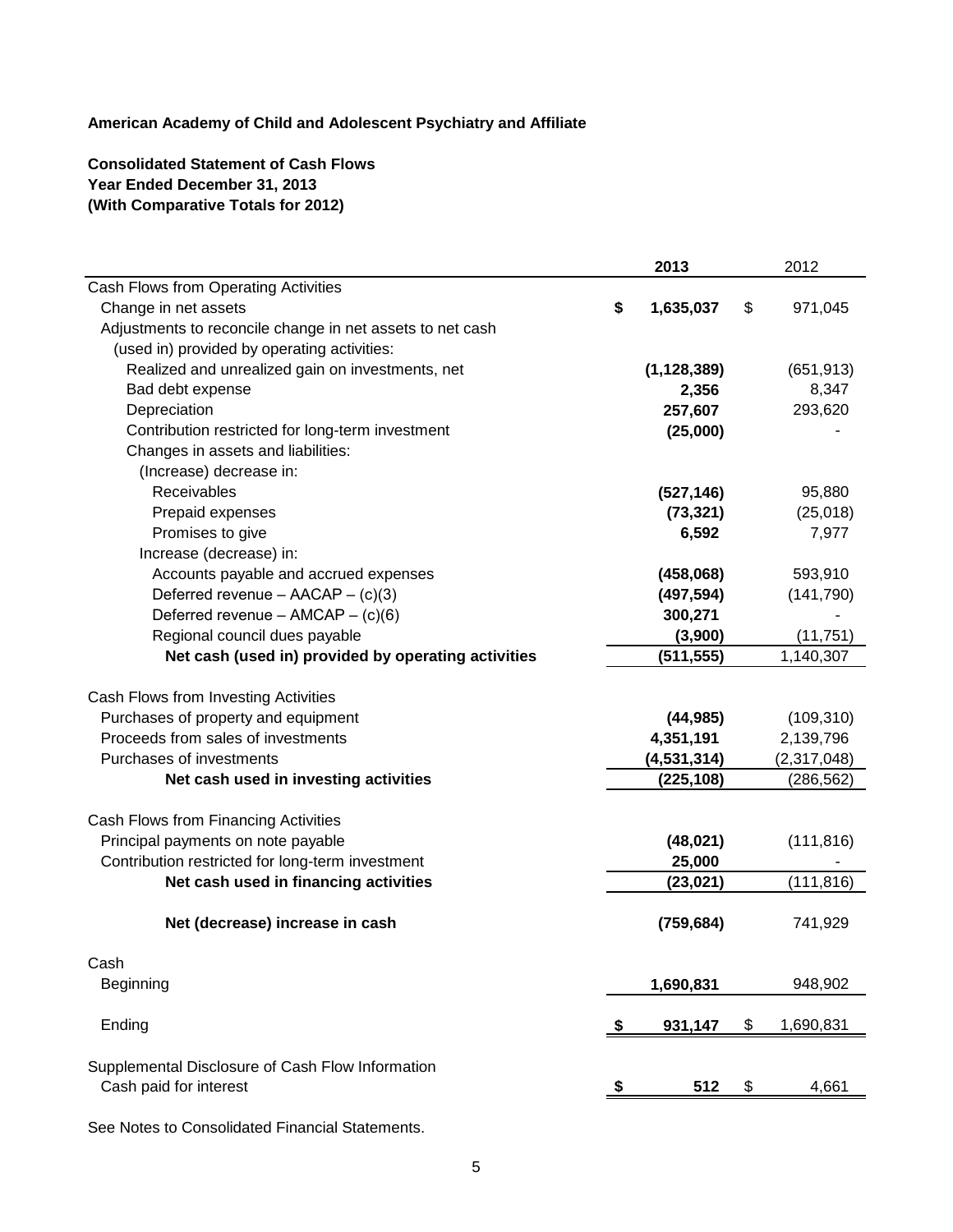**American Academy of Child and Adolescent Psychiatry and Affiliate**

**Consolidated Statement of Cash Flows**
**Year Ended December 31, 2013**
**(With Comparative Totals for 2012)**

| | 2013 | 2012 |
|---|---|---|
| Cash Flows from Operating Activities | | |
| Change in net assets | $ 1,635,037 | $ 971,045 |
| Adjustments to reconcile change in net assets to net cash (used in) provided by operating activities: | | |
| Realized and unrealized gain on investments, net | (1,128,389) | (651,913) |
| Bad debt expense | 2,356 | 8,347 |
| Depreciation | 257,607 | 293,620 |
| Contribution restricted for long-term investment | (25,000) | - |
| Changes in assets and liabilities: | | |
| (Increase) decrease in: | | |
| Receivables | (527,146) | 95,880 |
| Prepaid expenses | (73,321) | (25,018) |
| Promises to give | 6,592 | 7,977 |
| Increase (decrease) in: | | |
| Accounts payable and accrued expenses | (458,068) | 593,910 |
| Deferred revenue – AACAP – (c)(3) | (497,594) | (141,790) |
| Deferred revenue – AMCAP – (c)(6) | 300,271 | - |
| Regional council dues payable | (3,900) | (11,751) |
| **Net cash (used in) provided by operating activities** | (511,555) | 1,140,307 |
| Cash Flows from Investing Activities | | |
| Purchases of property and equipment | (44,985) | (109,310) |
| Proceeds from sales of investments | 4,351,191 | 2,139,796 |
| Purchases of investments | (4,531,314) | (2,317,048) |
| **Net cash used in investing activities** | (225,108) | (286,562) |
| Cash Flows from Financing Activities | | |
| Principal payments on note payable | (48,021) | (111,816) |
| Contribution restricted for long-term investment | 25,000 | - |
| **Net cash used in financing activities** | (23,021) | (111,816) |
| **Net (decrease) increase in cash** | (759,684) | 741,929 |
| Cash | | |
| Beginning | 1,690,831 | 948,902 |
| Ending | $ 931,147 | $ 1,690,831 |
| Supplemental Disclosure of Cash Flow Information | | |
| Cash paid for interest | $ 512 | $ 4,661 |

See Notes to Consolidated Financial Statements.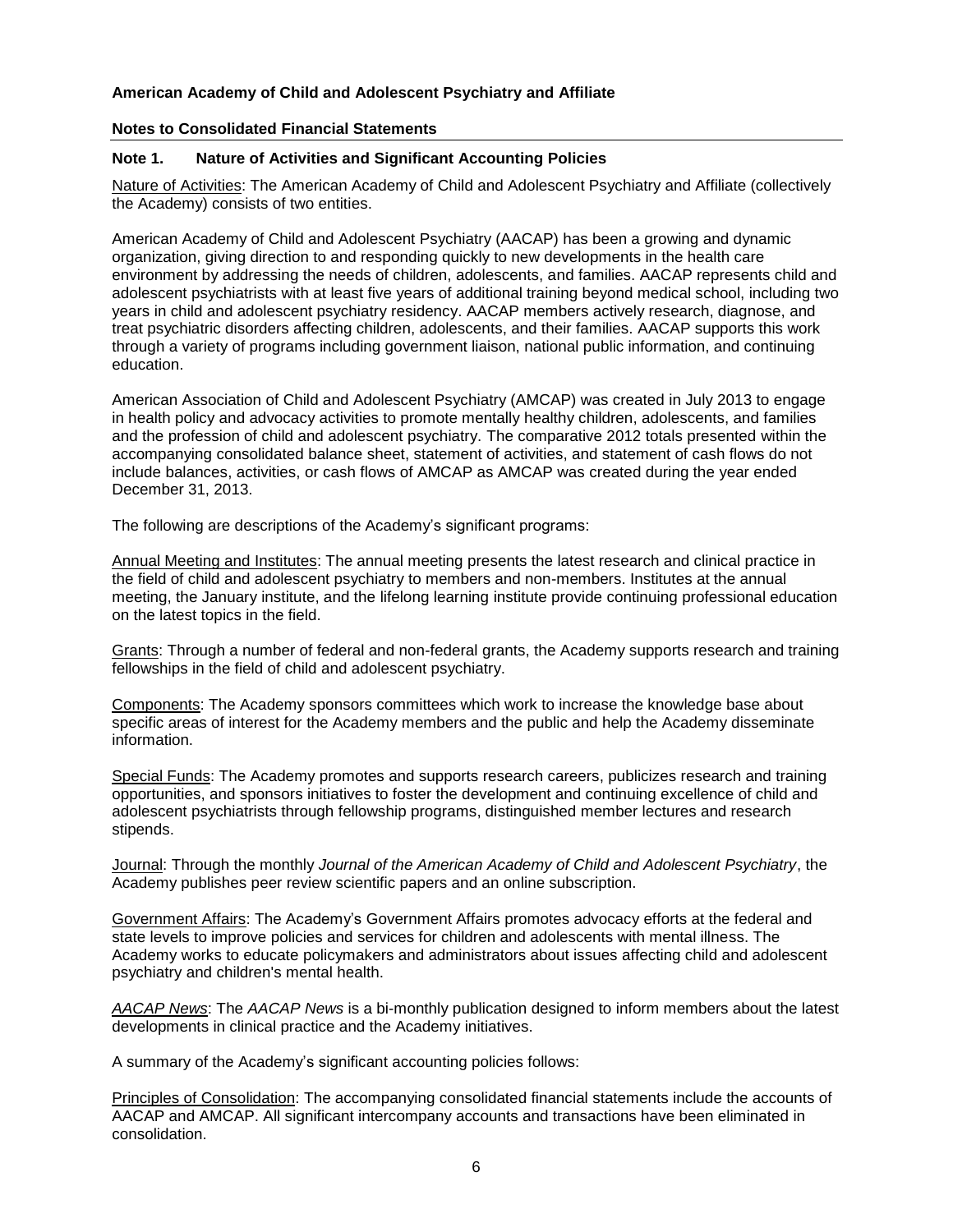**American Academy of Child and Adolescent Psychiatry and Affiliate**

**Notes to Consolidated Financial Statements**

**Note 1. Nature of Activities and Significant Accounting Policies**

Nature of Activities: The American Academy of Child and Adolescent Psychiatry and Affiliate (collectively the Academy) consists of two entities.

American Academy of Child and Adolescent Psychiatry (AACAP) has been a growing and dynamic organization, giving direction to and responding quickly to new developments in the health care environment by addressing the needs of children, adolescents, and families. AACAP represents child and adolescent psychiatrists with at least five years of additional training beyond medical school, including two years in child and adolescent psychiatry residency. AACAP members actively research, diagnose, and treat psychiatric disorders affecting children, adolescents, and their families. AACAP supports this work through a variety of programs including government liaison, national public information, and continuing education.

American Association of Child and Adolescent Psychiatry (AMCAP) was created in July 2013 to engage in health policy and advocacy activities to promote mentally healthy children, adolescents, and families and the profession of child and adolescent psychiatry. The comparative 2012 totals presented within the accompanying consolidated balance sheet, statement of activities, and statement of cash flows do not include balances, activities, or cash flows of AMCAP as AMCAP was created during the year ended December 31, 2013.

The following are descriptions of the Academy's significant programs:

Annual Meeting and Institutes: The annual meeting presents the latest research and clinical practice in the field of child and adolescent psychiatry to members and non-members. Institutes at the annual meeting, the January institute, and the lifelong learning institute provide continuing professional education on the latest topics in the field.

Grants: Through a number of federal and non-federal grants, the Academy supports research and training fellowships in the field of child and adolescent psychiatry.

Components: The Academy sponsors committees which work to increase the knowledge base about specific areas of interest for the Academy members and the public and help the Academy disseminate information.

Special Funds: The Academy promotes and supports research careers, publicizes research and training opportunities, and sponsors initiatives to foster the development and continuing excellence of child and adolescent psychiatrists through fellowship programs, distinguished member lectures and research stipends.

Journal: Through the monthly *Journal of the American Academy of Child and Adolescent Psychiatry*, the Academy publishes peer review scientific papers and an online subscription.

Government Affairs: The Academy's Government Affairs promotes advocacy efforts at the federal and state levels to improve policies and services for children and adolescents with mental illness. The Academy works to educate policymakers and administrators about issues affecting child and adolescent psychiatry and children's mental health.

*AACAP News*: The *AACAP News* is a bi-monthly publication designed to inform members about the latest developments in clinical practice and the Academy initiatives.

A summary of the Academy's significant accounting policies follows:

Principles of Consolidation: The accompanying consolidated financial statements include the accounts of AACAP and AMCAP. All significant intercompany accounts and transactions have been eliminated in consolidation.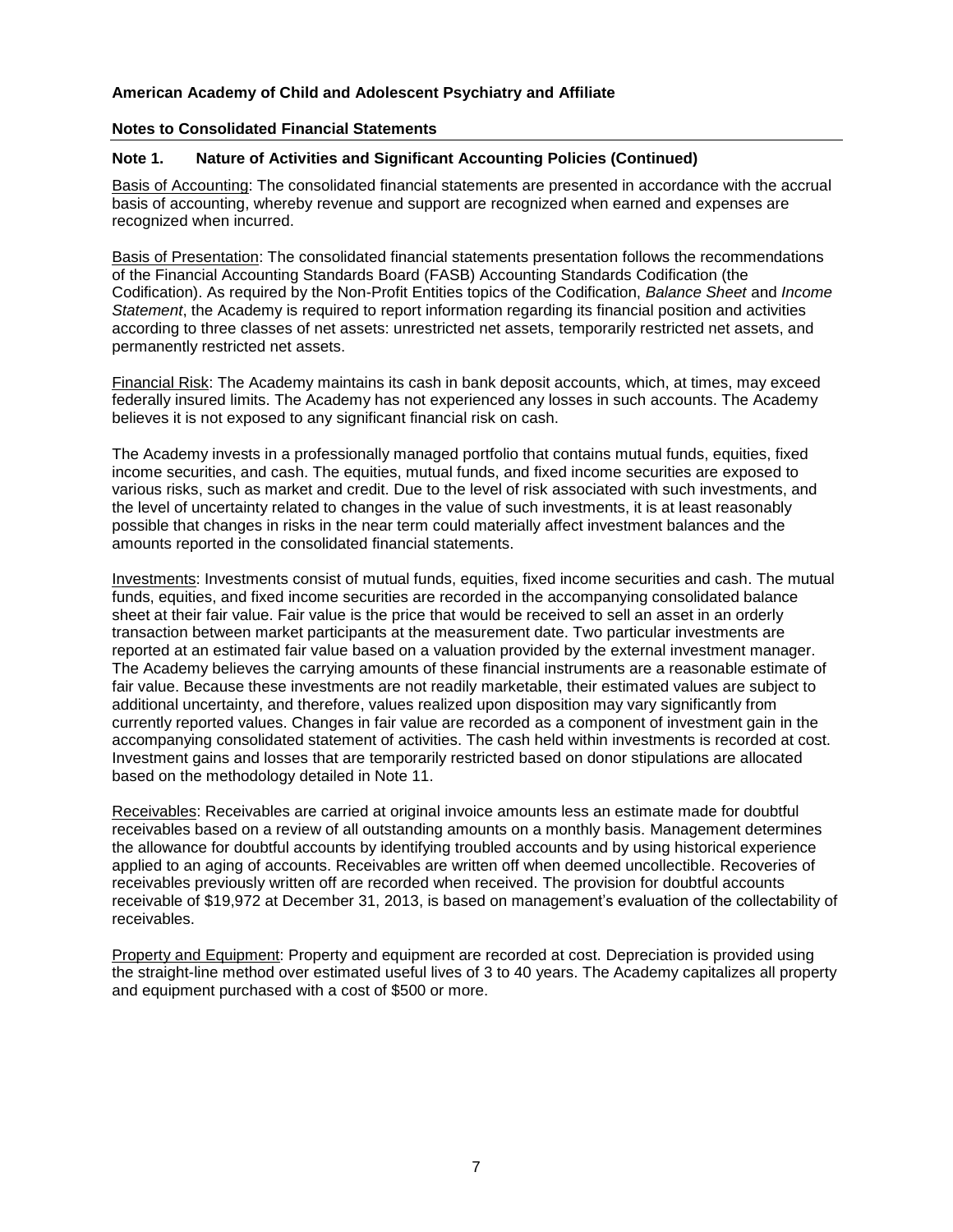**American Academy of Child and Adolescent Psychiatry and Affiliate**

**Notes to Consolidated Financial Statements**

**Note 1. Nature of Activities and Significant Accounting Policies (Continued)**

Basis of Accounting: The consolidated financial statements are presented in accordance with the accrual basis of accounting, whereby revenue and support are recognized when earned and expenses are recognized when incurred.

Basis of Presentation: The consolidated financial statements presentation follows the recommendations of the Financial Accounting Standards Board (FASB) Accounting Standards Codification (the Codification). As required by the Non-Profit Entities topics of the Codification, *Balance Sheet* and *Income Statement*, the Academy is required to report information regarding its financial position and activities according to three classes of net assets: unrestricted net assets, temporarily restricted net assets, and permanently restricted net assets.

Financial Risk: The Academy maintains its cash in bank deposit accounts, which, at times, may exceed federally insured limits. The Academy has not experienced any losses in such accounts. The Academy believes it is not exposed to any significant financial risk on cash.

The Academy invests in a professionally managed portfolio that contains mutual funds, equities, fixed income securities, and cash. The equities, mutual funds, and fixed income securities are exposed to various risks, such as market and credit. Due to the level of risk associated with such investments, and the level of uncertainty related to changes in the value of such investments, it is at least reasonably possible that changes in risks in the near term could materially affect investment balances and the amounts reported in the consolidated financial statements.

Investments: Investments consist of mutual funds, equities, fixed income securities and cash. The mutual funds, equities, and fixed income securities are recorded in the accompanying consolidated balance sheet at their fair value. Fair value is the price that would be received to sell an asset in an orderly transaction between market participants at the measurement date. Two particular investments are reported at an estimated fair value based on a valuation provided by the external investment manager. The Academy believes the carrying amounts of these financial instruments are a reasonable estimate of fair value. Because these investments are not readily marketable, their estimated values are subject to additional uncertainty, and therefore, values realized upon disposition may vary significantly from currently reported values. Changes in fair value are recorded as a component of investment gain in the accompanying consolidated statement of activities. The cash held within investments is recorded at cost. Investment gains and losses that are temporarily restricted based on donor stipulations are allocated based on the methodology detailed in Note 11.

Receivables: Receivables are carried at original invoice amounts less an estimate made for doubtful receivables based on a review of all outstanding amounts on a monthly basis. Management determines the allowance for doubtful accounts by identifying troubled accounts and by using historical experience applied to an aging of accounts. Receivables are written off when deemed uncollectible. Recoveries of receivables previously written off are recorded when received. The provision for doubtful accounts receivable of $19,972 at December 31, 2013, is based on management's evaluation of the collectability of receivables.

Property and Equipment: Property and equipment are recorded at cost. Depreciation is provided using the straight-line method over estimated useful lives of 3 to 40 years. The Academy capitalizes all property and equipment purchased with a cost of $500 or more.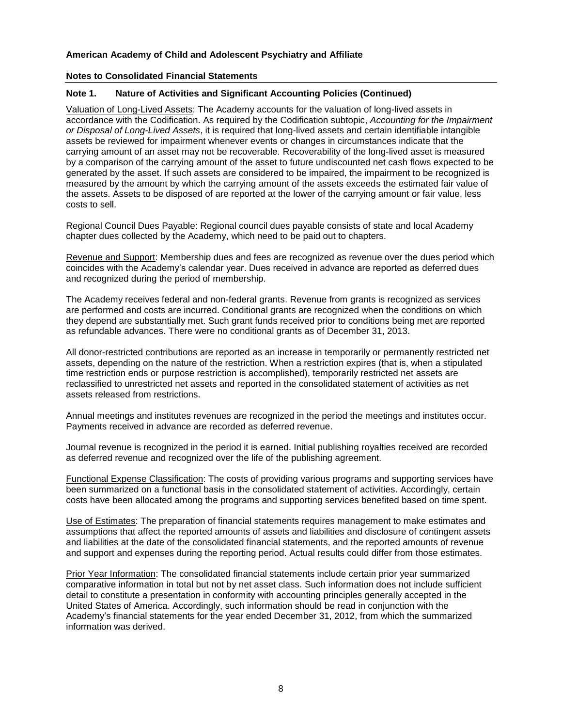**American Academy of Child and Adolescent Psychiatry and Affiliate**

**Notes to Consolidated Financial Statements**

## Note 1. Nature of Activities and Significant Accounting Policies (Continued)

Valuation of Long-Lived Assets: The Academy accounts for the valuation of long-lived assets in accordance with the Codification. As required by the Codification subtopic, *Accounting for the Impairment or Disposal of Long-Lived Assets*, it is required that long-lived assets and certain identifiable intangible assets be reviewed for impairment whenever events or changes in circumstances indicate that the carrying amount of an asset may not be recoverable. Recoverability of the long-lived asset is measured by a comparison of the carrying amount of the asset to future undiscounted net cash flows expected to be generated by the asset. If such assets are considered to be impaired, the impairment to be recognized is measured by the amount by which the carrying amount of the assets exceeds the estimated fair value of the assets. Assets to be disposed of are reported at the lower of the carrying amount or fair value, less costs to sell.

Regional Council Dues Payable: Regional council dues payable consists of state and local Academy chapter dues collected by the Academy, which need to be paid out to chapters.

Revenue and Support: Membership dues and fees are recognized as revenue over the dues period which coincides with the Academy's calendar year. Dues received in advance are reported as deferred dues and recognized during the period of membership.

The Academy receives federal and non-federal grants. Revenue from grants is recognized as services are performed and costs are incurred. Conditional grants are recognized when the conditions on which they depend are substantially met. Such grant funds received prior to conditions being met are reported as refundable advances. There were no conditional grants as of December 31, 2013.

All donor-restricted contributions are reported as an increase in temporarily or permanently restricted net assets, depending on the nature of the restriction. When a restriction expires (that is, when a stipulated time restriction ends or purpose restriction is accomplished), temporarily restricted net assets are reclassified to unrestricted net assets and reported in the consolidated statement of activities as net assets released from restrictions.

Annual meetings and institutes revenues are recognized in the period the meetings and institutes occur. Payments received in advance are recorded as deferred revenue.

Journal revenue is recognized in the period it is earned. Initial publishing royalties received are recorded as deferred revenue and recognized over the life of the publishing agreement.

Functional Expense Classification: The costs of providing various programs and supporting services have been summarized on a functional basis in the consolidated statement of activities. Accordingly, certain costs have been allocated among the programs and supporting services benefited based on time spent.

Use of Estimates: The preparation of financial statements requires management to make estimates and assumptions that affect the reported amounts of assets and liabilities and disclosure of contingent assets and liabilities at the date of the consolidated financial statements, and the reported amounts of revenue and support and expenses during the reporting period. Actual results could differ from those estimates.

Prior Year Information: The consolidated financial statements include certain prior year summarized comparative information in total but not by net asset class. Such information does not include sufficient detail to constitute a presentation in conformity with accounting principles generally accepted in the United States of America. Accordingly, such information should be read in conjunction with the Academy's financial statements for the year ended December 31, 2012, from which the summarized information was derived.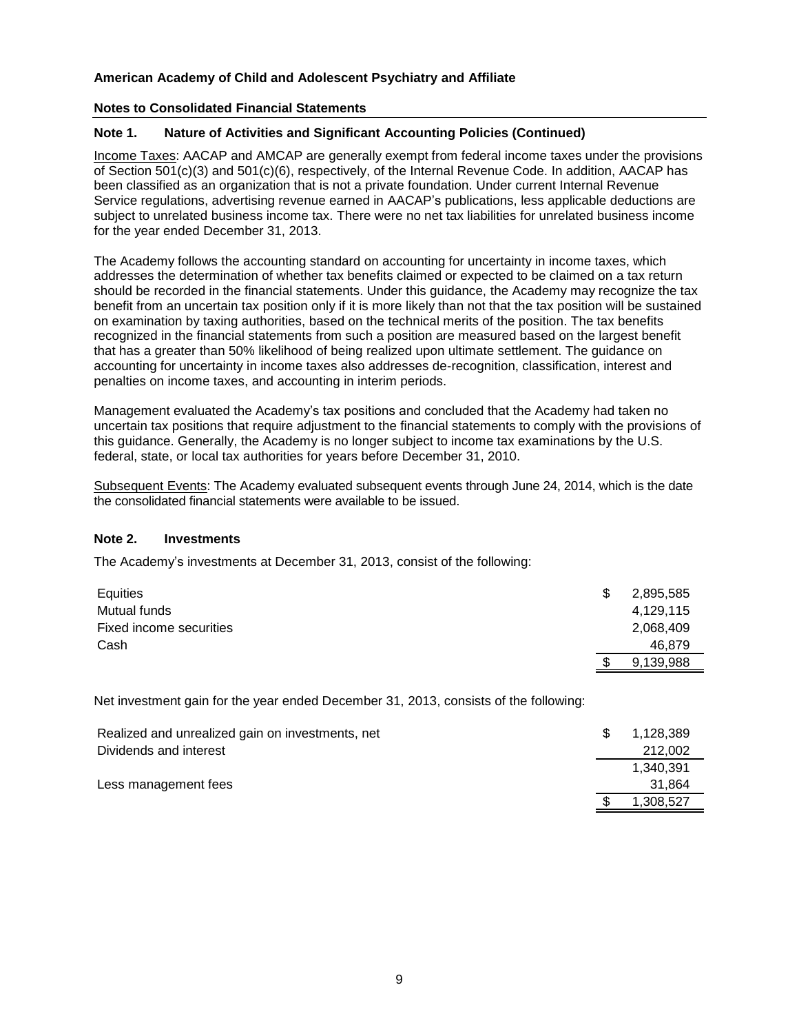**American Academy of Child and Adolescent Psychiatry and Affiliate**

**Notes to Consolidated Financial Statements**

### Note 1. Nature of Activities and Significant Accounting Policies (Continued)

Income Taxes: AACAP and AMCAP are generally exempt from federal income taxes under the provisions of Section 501(c)(3) and 501(c)(6), respectively, of the Internal Revenue Code. In addition, AACAP has been classified as an organization that is not a private foundation. Under current Internal Revenue Service regulations, advertising revenue earned in AACAP's publications, less applicable deductions are subject to unrelated business income tax. There were no net tax liabilities for unrelated business income for the year ended December 31, 2013.

The Academy follows the accounting standard on accounting for uncertainty in income taxes, which addresses the determination of whether tax benefits claimed or expected to be claimed on a tax return should be recorded in the financial statements. Under this guidance, the Academy may recognize the tax benefit from an uncertain tax position only if it is more likely than not that the tax position will be sustained on examination by taxing authorities, based on the technical merits of the position. The tax benefits recognized in the financial statements from such a position are measured based on the largest benefit that has a greater than 50% likelihood of being realized upon ultimate settlement. The guidance on accounting for uncertainty in income taxes also addresses de-recognition, classification, interest and penalties on income taxes, and accounting in interim periods.

Management evaluated the Academy's tax positions and concluded that the Academy had taken no uncertain tax positions that require adjustment to the financial statements to comply with the provisions of this guidance. Generally, the Academy is no longer subject to income tax examinations by the U.S. federal, state, or local tax authorities for years before December 31, 2010.

Subsequent Events: The Academy evaluated subsequent events through June 24, 2014, which is the date the consolidated financial statements were available to be issued.

### Note 2. Investments

The Academy's investments at December 31, 2013, consist of the following:

| | |
|---|---|
| Equities | $ 2,895,585 |
| Mutual funds | 4,129,115 |
| Fixed income securities | 2,068,409 |
| Cash | 46,879 |
| | $ 9,139,988 |

Net investment gain for the year ended December 31, 2013, consists of the following:

| | |
|---|---|
| Realized and unrealized gain on investments, net | $ 1,128,389 |
| Dividends and interest | 212,002 |
| | 1,340,391 |
| Less management fees | 31,864 |
| | $ 1,308,527 |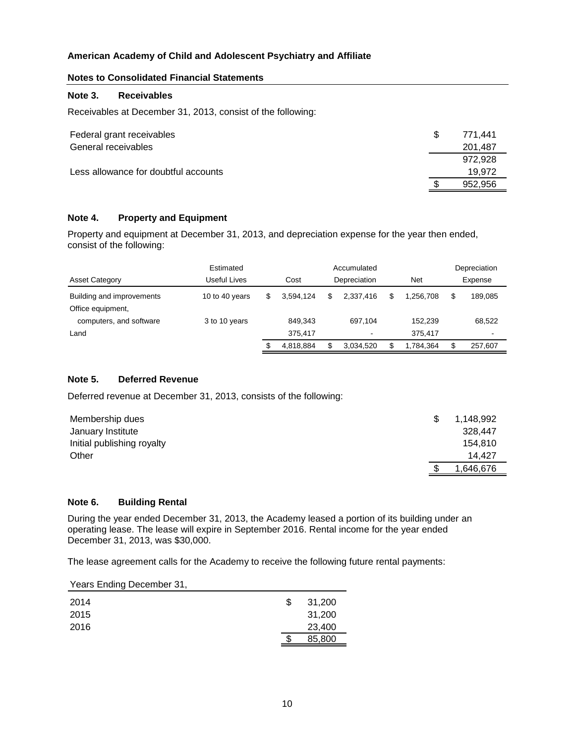**American Academy of Child and Adolescent Psychiatry and Affiliate**

**Notes to Consolidated Financial Statements**

### Note 3. Receivables

Receivables at December 31, 2013, consist of the following:

| | |
|---|---|
| Federal grant receivables | $ 771,441 |
| General receivables | 201,487 |
| | 972,928 |
| Less allowance for doubtful accounts | 19,972 |
| | $ 952,956 |

### Note 4. Property and Equipment

Property and equipment at December 31, 2013, and depreciation expense for the year then ended, consist of the following:

| Asset Category | Estimated Useful Lives | Cost | Accumulated Depreciation | Net | Depreciation Expense |
|---|---|---|---|---|---|
| Building and improvements | 10 to 40 years | $ 3,594,124 | $ 2,337,416 | $ 1,256,708 | $ 189,085 |
| Office equipment, computers, and software | 3 to 10 years | 849,343 | 697,104 | 152,239 | 68,522 |
| Land | | 375,417 | - | 375,417 | - |
| | | $ 4,818,884 | $ 3,034,520 | $ 1,784,364 | $ 257,607 |

### Note 5. Deferred Revenue

Deferred revenue at December 31, 2013, consists of the following:

| | |
|---|---|
| Membership dues | $ 1,148,992 |
| January Institute | 328,447 |
| Initial publishing royalty | 154,810 |
| Other | 14,427 |
| | $ 1,646,676 |

### Note 6. Building Rental

During the year ended December 31, 2013, the Academy leased a portion of its building under an operating lease. The lease will expire in September 2016. Rental income for the year ended December 31, 2013, was $30,000.

The lease agreement calls for the Academy to receive the following future rental payments:

| Years Ending December 31, | |
|---|---|
| 2014 | $ 31,200 |
| 2015 | 31,200 |
| 2016 | 23,400 |
| | $ 85,800 |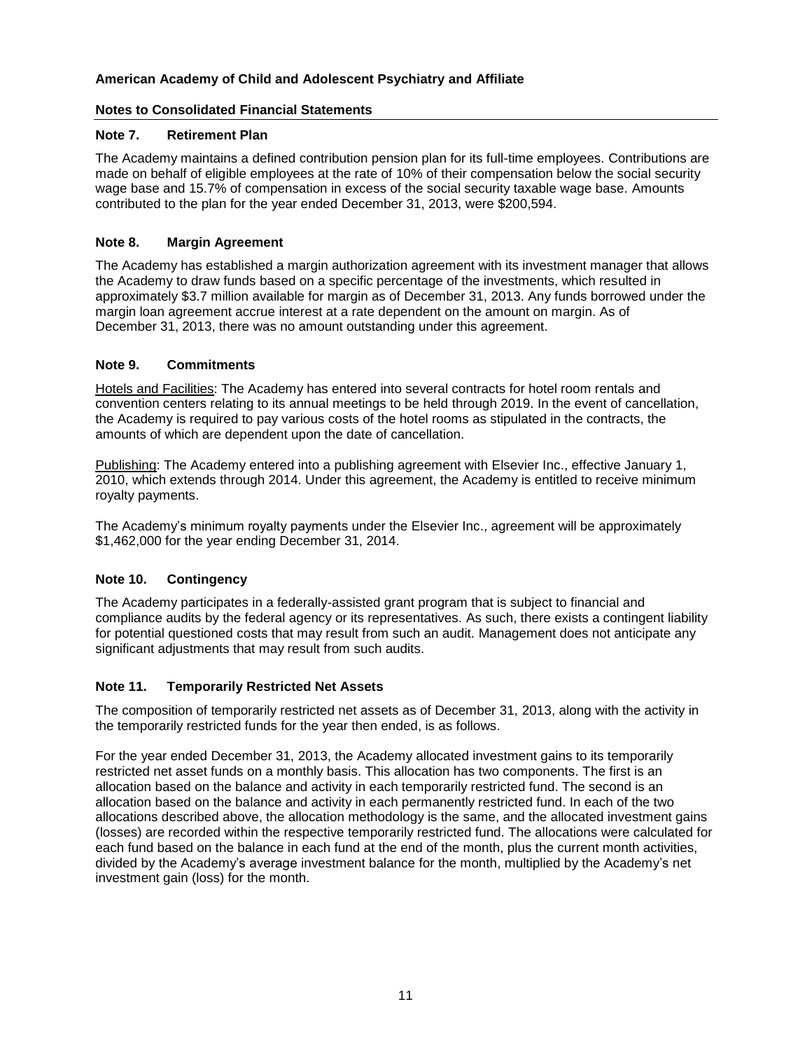**American Academy of Child and Adolescent Psychiatry and Affiliate**

**Notes to Consolidated Financial Statements**

### Note 7. Retirement Plan

The Academy maintains a defined contribution pension plan for its full-time employees. Contributions are made on behalf of eligible employees at the rate of 10% of their compensation below the social security wage base and 15.7% of compensation in excess of the social security taxable wage base. Amounts contributed to the plan for the year ended December 31, 2013, were $200,594.

### Note 8. Margin Agreement

The Academy has established a margin authorization agreement with its investment manager that allows the Academy to draw funds based on a specific percentage of the investments, which resulted in approximately $3.7 million available for margin as of December 31, 2013. Any funds borrowed under the margin loan agreement accrue interest at a rate dependent on the amount on margin. As of December 31, 2013, there was no amount outstanding under this agreement.

### Note 9. Commitments

Hotels and Facilities: The Academy has entered into several contracts for hotel room rentals and convention centers relating to its annual meetings to be held through 2019. In the event of cancellation, the Academy is required to pay various costs of the hotel rooms as stipulated in the contracts, the amounts of which are dependent upon the date of cancellation.

Publishing: The Academy entered into a publishing agreement with Elsevier Inc., effective January 1, 2010, which extends through 2014. Under this agreement, the Academy is entitled to receive minimum royalty payments.

The Academy's minimum royalty payments under the Elsevier Inc., agreement will be approximately $1,462,000 for the year ending December 31, 2014.

### Note 10. Contingency

The Academy participates in a federally-assisted grant program that is subject to financial and compliance audits by the federal agency or its representatives. As such, there exists a contingent liability for potential questioned costs that may result from such an audit. Management does not anticipate any significant adjustments that may result from such audits.

### Note 11. Temporarily Restricted Net Assets

The composition of temporarily restricted net assets as of December 31, 2013, along with the activity in the temporarily restricted funds for the year then ended, is as follows.

For the year ended December 31, 2013, the Academy allocated investment gains to its temporarily restricted net asset funds on a monthly basis. This allocation has two components. The first is an allocation based on the balance and activity in each temporarily restricted fund. The second is an allocation based on the balance and activity in each permanently restricted fund. In each of the two allocations described above, the allocation methodology is the same, and the allocated investment gains (losses) are recorded within the respective temporarily restricted fund. The allocations were calculated for each fund based on the balance in each fund at the end of the month, plus the current month activities, divided by the Academy's average investment balance for the month, multiplied by the Academy's net investment gain (loss) for the month.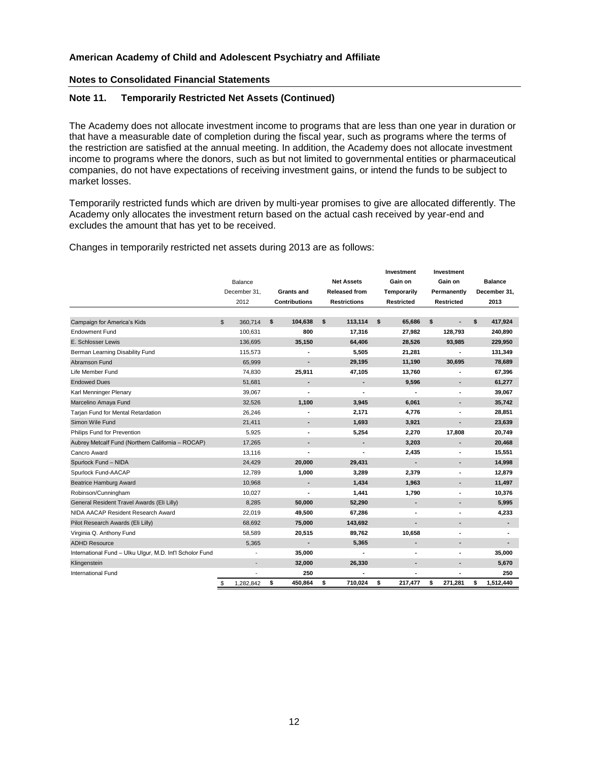**American Academy of Child and Adolescent Psychiatry and Affiliate**

**Notes to Consolidated Financial Statements**

## Note 11. Temporarily Restricted Net Assets (Continued)

The Academy does not allocate investment income to programs that are less than one year in duration or that have a measurable date of completion during the fiscal year, such as programs where the terms of the restriction are satisfied at the annual meeting. In addition, the Academy does not allocate investment income to programs where the donors, such as but not limited to governmental entities or pharmaceutical companies, do not have expectations of receiving investment gains, or intend the funds to be subject to market losses.

Temporarily restricted funds which are driven by multi-year promises to give are allocated differently. The Academy only allocates the investment return based on the actual cash received by year-end and excludes the amount that has yet to be received.

Changes in temporarily restricted net assets during 2013 are as follows:

| | Balance December 31, 2012 | Grants and Contributions | Net Assets Released from Restrictions | Investment Gain on Temporarily Restricted | Investment Gain on Permanently Restricted | Balance December 31, 2013 |
|---|---|---|---|---|---|---|
| Campaign for America's Kids | $ 360,714 | $ 104,638 | $ 113,114 | $ 65,686 | $ - | $ 417,924 |
| Endowment Fund | 100,631 | 800 | 17,316 | 27,982 | 128,793 | 240,890 |
| E. Schlosser Lewis | 136,695 | 35,150 | 64,406 | 28,526 | 93,985 | 229,950 |
| Berman Learning Disability Fund | 115,573 | - | 5,505 | 21,281 | - | 131,349 |
| Abramson Fund | 65,999 | - | 29,195 | 11,190 | 30,695 | 78,689 |
| Life Member Fund | 74,830 | 25,911 | 47,105 | 13,760 | - | 67,396 |
| Endowed Dues | 51,681 | - | - | 9,596 | - | 61,277 |
| Karl Menninger Plenary | 39,067 | - | - | - | - | 39,067 |
| Marcelino Amaya Fund | 32,526 | 1,100 | 3,945 | 6,061 | - | 35,742 |
| Tarjan Fund for Mental Retardation | 26,246 | - | 2,171 | 4,776 | - | 28,851 |
| Simon Wile Fund | 21,411 | - | 1,693 | 3,921 | - | 23,639 |
| Philips Fund for Prevention | 5,925 | - | 5,254 | 2,270 | 17,808 | 20,749 |
| Aubrey Metcalf Fund (Northern California – ROCAP) | 17,265 | - | - | 3,203 | - | 20,468 |
| Cancro Award | 13,116 | - | - | 2,435 | - | 15,551 |
| Spurlock Fund – NIDA | 24,429 | 20,000 | 29,431 | - | - | 14,998 |
| Spurlock Fund-AACAP | 12,789 | 1,000 | 3,289 | 2,379 | - | 12,879 |
| Beatrice Hamburg Award | 10,968 | - | 1,434 | 1,963 | - | 11,497 |
| Robinson/Cunningham | 10,027 | - | 1,441 | 1,790 | - | 10,376 |
| General Resident Travel Awards (Eli Lilly) | 8,285 | 50,000 | 52,290 | - | - | 5,995 |
| NIDA AACAP Resident Research Award | 22,019 | 49,500 | 67,286 | - | - | 4,233 |
| Pilot Research Awards (Eli Lilly) | 68,692 | 75,000 | 143,692 | - | - | - |
| Virginia Q. Anthony Fund | 58,589 | 20,515 | 89,762 | 10,658 | - | - |
| ADHD Resource | 5,365 | - | 5,365 | - | - | - |
| International Fund – Ulku Ulgur, M.D. Int'l Scholor Fund | - | 35,000 | - | - | - | 35,000 |
| Klingenstein | - | 32,000 | 26,330 | - | - | 5,670 |
| International Fund | - | 250 | - | - | - | 250 |
| | $ 1,282,842 | $ 450,864 | $ 710,024 | $ 217,477 | $ 271,281 | $ 1,512,440 |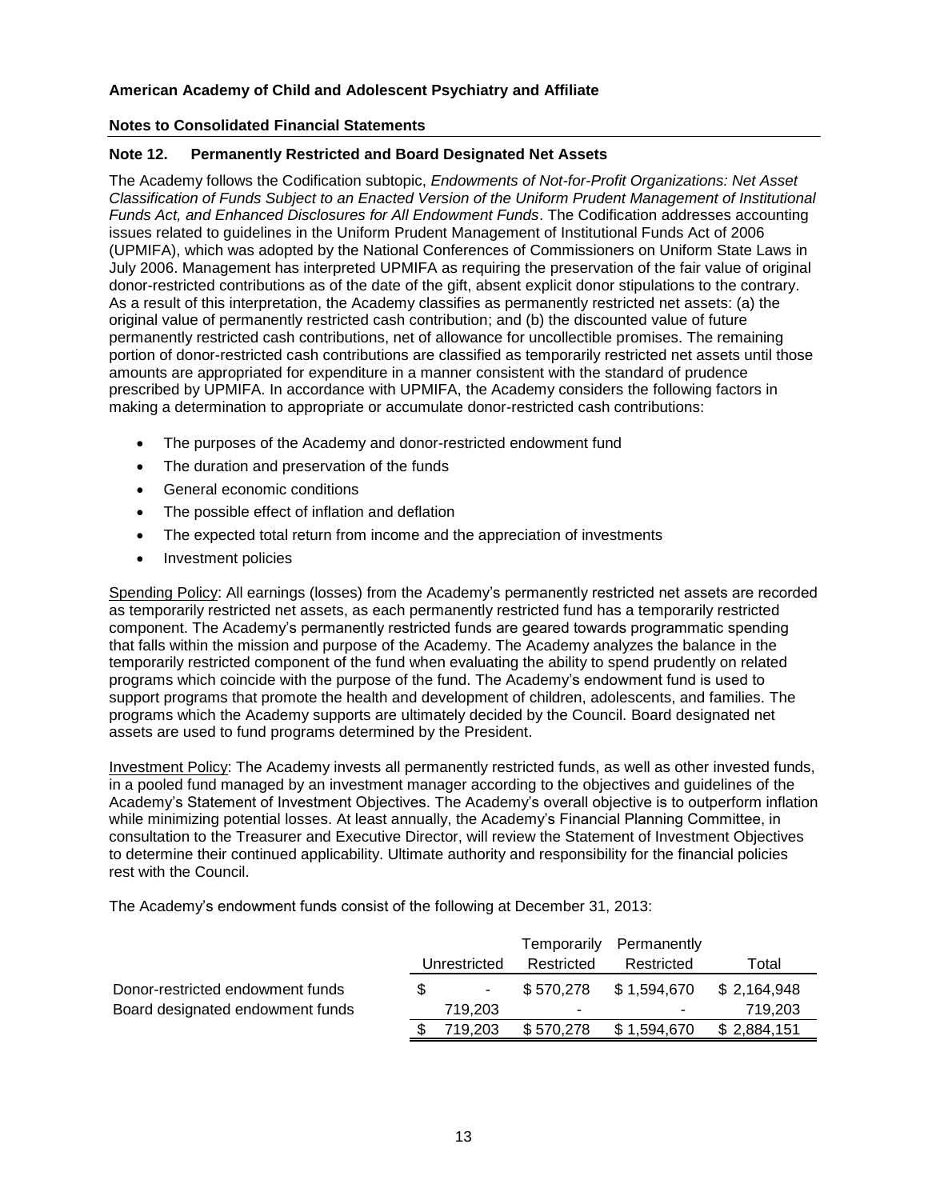**American Academy of Child and Adolescent Psychiatry and Affiliate**

**Notes to Consolidated Financial Statements**

## Note 12. Permanently Restricted and Board Designated Net Assets

The Academy follows the Codification subtopic, *Endowments of Not-for-Profit Organizations: Net Asset Classification of Funds Subject to an Enacted Version of the Uniform Prudent Management of Institutional Funds Act, and Enhanced Disclosures for All Endowment Funds*. The Codification addresses accounting issues related to guidelines in the Uniform Prudent Management of Institutional Funds Act of 2006 (UPMIFA), which was adopted by the National Conferences of Commissioners on Uniform State Laws in July 2006. Management has interpreted UPMIFA as requiring the preservation of the fair value of original donor-restricted contributions as of the date of the gift, absent explicit donor stipulations to the contrary. As a result of this interpretation, the Academy classifies as permanently restricted net assets: (a) the original value of permanently restricted cash contribution; and (b) the discounted value of future permanently restricted cash contributions, net of allowance for uncollectible promises. The remaining portion of donor-restricted cash contributions are classified as temporarily restricted net assets until those amounts are appropriated for expenditure in a manner consistent with the standard of prudence prescribed by UPMIFA. In accordance with UPMIFA, the Academy considers the following factors in making a determination to appropriate or accumulate donor-restricted cash contributions:

- The purposes of the Academy and donor-restricted endowment fund
- The duration and preservation of the funds
- General economic conditions
- The possible effect of inflation and deflation
- The expected total return from income and the appreciation of investments
- Investment policies

Spending Policy: All earnings (losses) from the Academy's permanently restricted net assets are recorded as temporarily restricted net assets, as each permanently restricted fund has a temporarily restricted component. The Academy's permanently restricted funds are geared towards programmatic spending that falls within the mission and purpose of the Academy. The Academy analyzes the balance in the temporarily restricted component of the fund when evaluating the ability to spend prudently on related programs which coincide with the purpose of the fund. The Academy's endowment fund is used to support programs that promote the health and development of children, adolescents, and families. The programs which the Academy supports are ultimately decided by the Council. Board designated net assets are used to fund programs determined by the President.

Investment Policy: The Academy invests all permanently restricted funds, as well as other invested funds, in a pooled fund managed by an investment manager according to the objectives and guidelines of the Academy's Statement of Investment Objectives. The Academy's overall objective is to outperform inflation while minimizing potential losses. At least annually, the Academy's Financial Planning Committee, in consultation to the Treasurer and Executive Director, will review the Statement of Investment Objectives to determine their continued applicability. Ultimate authority and responsibility for the financial policies rest with the Council.

The Academy's endowment funds consist of the following at December 31, 2013:

| | Unrestricted | Temporarily Restricted | Permanently Restricted | Total |
|---|---|---|---|---|
| Donor-restricted endowment funds | $ - | $ 570,278 | $ 1,594,670 | $ 2,164,948 |
| Board designated endowment funds | 719,203 | - | - | 719,203 |
| | $ 719,203 | $ 570,278 | $ 1,594,670 | $ 2,884,151 |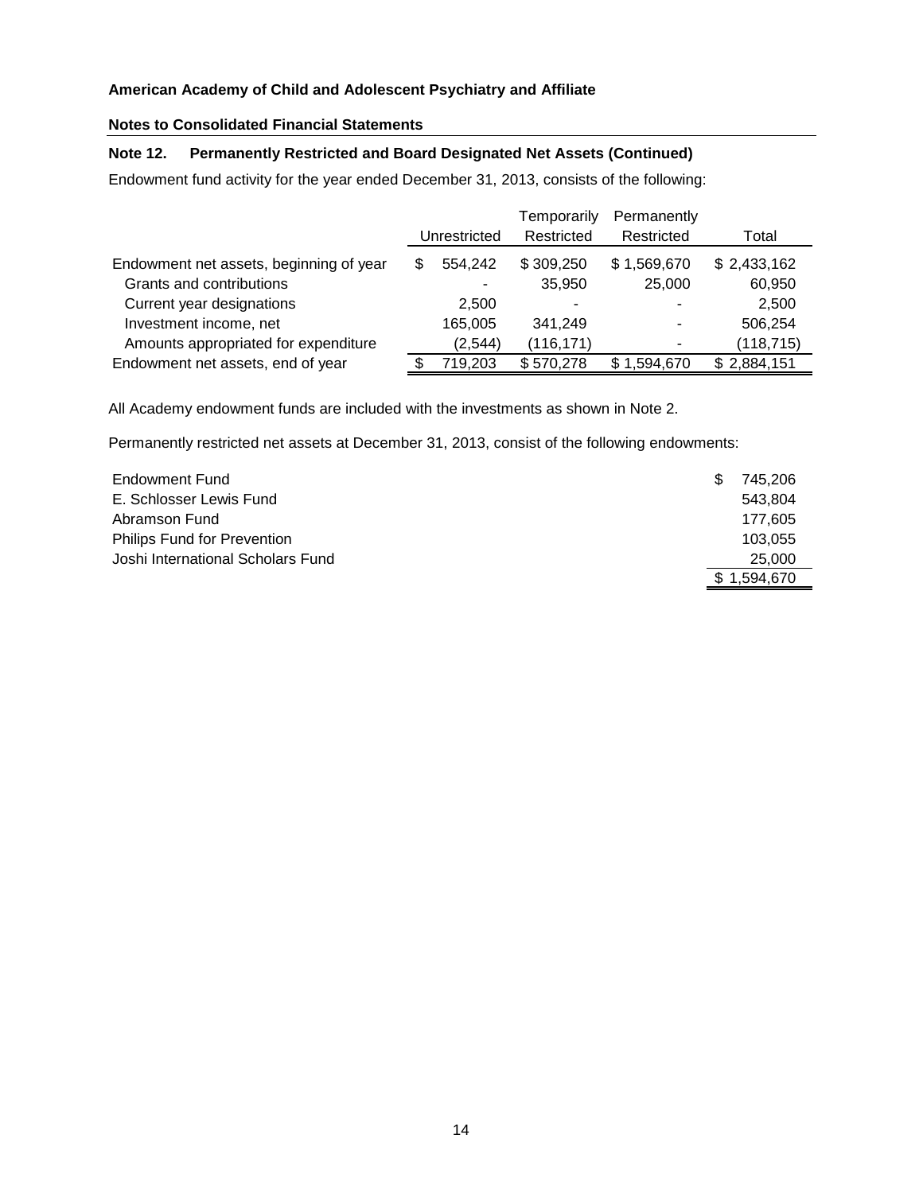**American Academy of Child and Adolescent Psychiatry and Affiliate**

**Notes to Consolidated Financial Statements**

**Note 12. Permanently Restricted and Board Designated Net Assets (Continued)**

Endowment fund activity for the year ended December 31, 2013, consists of the following:

| | Unrestricted | Temporarily Restricted | Permanently Restricted | Total |
|---|---|---|---|---|
| Endowment net assets, beginning of year | $ 554,242 | $ 309,250 | $ 1,569,670 | $ 2,433,162 |
| Grants and contributions | - | 35,950 | 25,000 | 60,950 |
| Current year designations | 2,500 | - | - | 2,500 |
| Investment income, net | 165,005 | 341,249 | - | 506,254 |
| Amounts appropriated for expenditure | (2,544) | (116,171) | - | (118,715) |
| Endowment net assets, end of year | $ 719,203 | $ 570,278 | $ 1,594,670 | $ 2,884,151 |

All Academy endowment funds are included with the investments as shown in Note 2.

Permanently restricted net assets at December 31, 2013, consist of the following endowments:

| | |
|---|---|
| Endowment Fund | $ 745,206 |
| E. Schlosser Lewis Fund | 543,804 |
| Abramson Fund | 177,605 |
| Philips Fund for Prevention | 103,055 |
| Joshi International Scholars Fund | 25,000 |
| | $ 1,594,670 |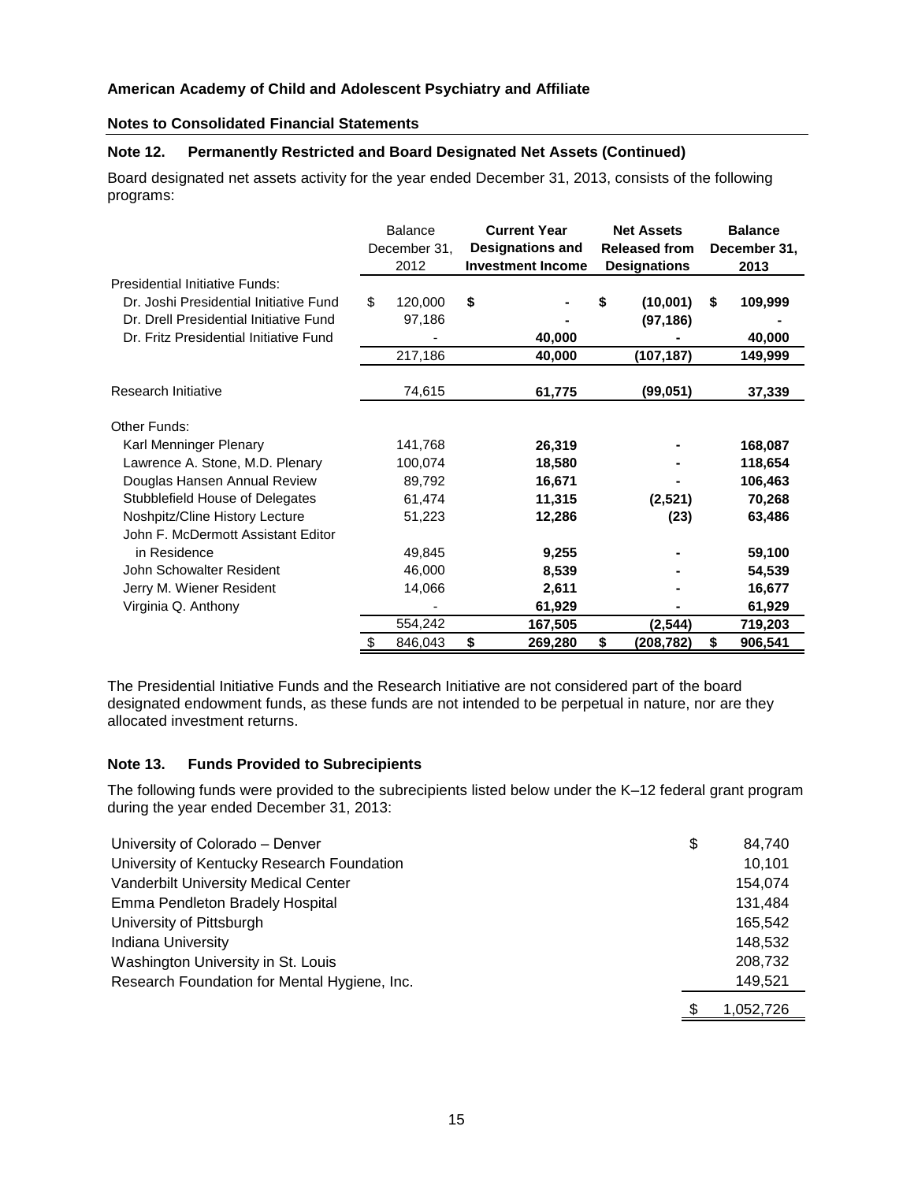**American Academy of Child and Adolescent Psychiatry and Affiliate**

**Notes to Consolidated Financial Statements**

### Note 12. Permanently Restricted and Board Designated Net Assets (Continued)

Board designated net assets activity for the year ended December 31, 2013, consists of the following programs:

| | Balance December 31, 2012 | Current Year Designations and Investment Income | Net Assets Released from Designations | Balance December 31, 2013 |
|---|---|---|---|---|
| Presidential Initiative Funds: | | | | |
| Dr. Joshi Presidential Initiative Fund | $ 120,000 | $ - | $ (10,001) | $ 109,999 |
| Dr. Drell Presidential Initiative Fund | 97,186 | - | (97,186) | - |
| Dr. Fritz Presidential Initiative Fund | - | 40,000 | - | 40,000 |
| | 217,186 | 40,000 | (107,187) | 149,999 |
| Research Initiative | 74,615 | 61,775 | (99,051) | 37,339 |
| Other Funds: | | | | |
| Karl Menninger Plenary | 141,768 | 26,319 | - | 168,087 |
| Lawrence A. Stone, M.D. Plenary | 100,074 | 18,580 | - | 118,654 |
| Douglas Hansen Annual Review | 89,792 | 16,671 | - | 106,463 |
| Stubblefield House of Delegates | 61,474 | 11,315 | (2,521) | 70,268 |
| Noshpitz/Cline History Lecture | 51,223 | 12,286 | (23) | 63,486 |
| John F. McDermott Assistant Editor in Residence | 49,845 | 9,255 | - | 59,100 |
| John Schowalter Resident | 46,000 | 8,539 | - | 54,539 |
| Jerry M. Wiener Resident | 14,066 | 2,611 | - | 16,677 |
| Virginia Q. Anthony | - | 61,929 | - | 61,929 |
| | 554,242 | 167,505 | (2,544) | 719,203 |
| | $ 846,043 | $ 269,280 | $ (208,782) | $ 906,541 |

The Presidential Initiative Funds and the Research Initiative are not considered part of the board designated endowment funds, as these funds are not intended to be perpetual in nature, nor are they allocated investment returns.

### Note 13. Funds Provided to Subrecipients

The following funds were provided to the subrecipients listed below under the K–12 federal grant program during the year ended December 31, 2013:

| | |
|---|---|
| University of Colorado – Denver | $ 84,740 |
| University of Kentucky Research Foundation | 10,101 |
| Vanderbilt University Medical Center | 154,074 |
| Emma Pendleton Bradely Hospital | 131,484 |
| University of Pittsburgh | 165,542 |
| Indiana University | 148,532 |
| Washington University in St. Louis | 208,732 |
| Research Foundation for Mental Hygiene, Inc. | 149,521 |
| | $ 1,052,726 |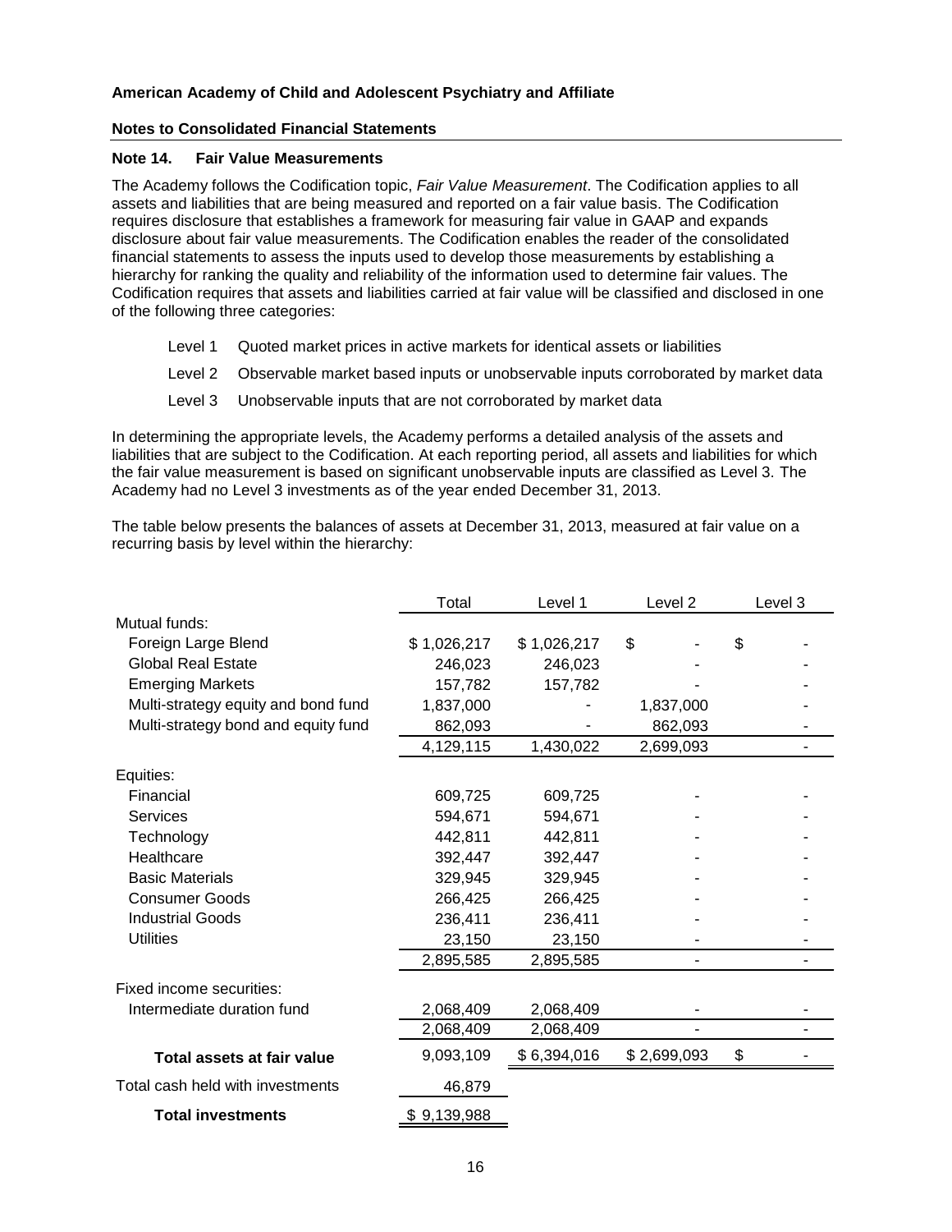**American Academy of Child and Adolescent Psychiatry and Affiliate**

**Notes to Consolidated Financial Statements**

**Note 14. Fair Value Measurements**

The Academy follows the Codification topic, *Fair Value Measurement*. The Codification applies to all assets and liabilities that are being measured and reported on a fair value basis. The Codification requires disclosure that establishes a framework for measuring fair value in GAAP and expands disclosure about fair value measurements. The Codification enables the reader of the consolidated financial statements to assess the inputs used to develop those measurements by establishing a hierarchy for ranking the quality and reliability of the information used to determine fair values. The Codification requires that assets and liabilities carried at fair value will be classified and disclosed in one of the following three categories:

- Level 1 Quoted market prices in active markets for identical assets or liabilities
- Level 2 Observable market based inputs or unobservable inputs corroborated by market data
- Level 3 Unobservable inputs that are not corroborated by market data

In determining the appropriate levels, the Academy performs a detailed analysis of the assets and liabilities that are subject to the Codification. At each reporting period, all assets and liabilities for which the fair value measurement is based on significant unobservable inputs are classified as Level 3. The Academy had no Level 3 investments as of the year ended December 31, 2013.

The table below presents the balances of assets at December 31, 2013, measured at fair value on a recurring basis by level within the hierarchy:

| | Total | Level 1 | Level 2 | Level 3 |
|---|---|---|---|---|
| Mutual funds: | | | | |
| Foreign Large Blend | $ 1,026,217 | $ 1,026,217 | $ - | $ - |
| Global Real Estate | 246,023 | 246,023 | - | - |
| Emerging Markets | 157,782 | 157,782 | - | - |
| Multi-strategy equity and bond fund | 1,837,000 | - | 1,837,000 | - |
| Multi-strategy bond and equity fund | 862,093 | - | 862,093 | - |
| | 4,129,115 | 1,430,022 | 2,699,093 | - |
| Equities: | | | | |
| Financial | 609,725 | 609,725 | - | - |
| Services | 594,671 | 594,671 | - | - |
| Technology | 442,811 | 442,811 | - | - |
| Healthcare | 392,447 | 392,447 | - | - |
| Basic Materials | 329,945 | 329,945 | - | - |
| Consumer Goods | 266,425 | 266,425 | - | - |
| Industrial Goods | 236,411 | 236,411 | - | - |
| Utilities | 23,150 | 23,150 | - | - |
| | 2,895,585 | 2,895,585 | - | - |
| Fixed income securities: | | | | |
| Intermediate duration fund | 2,068,409 | 2,068,409 | - | - |
| | 2,068,409 | 2,068,409 | - | - |
| **Total assets at fair value** | 9,093,109 | $ 6,394,016 | $ 2,699,093 | $ - |
| Total cash held with investments | 46,879 | | | |
| **Total investments** | $ 9,139,988 | | | |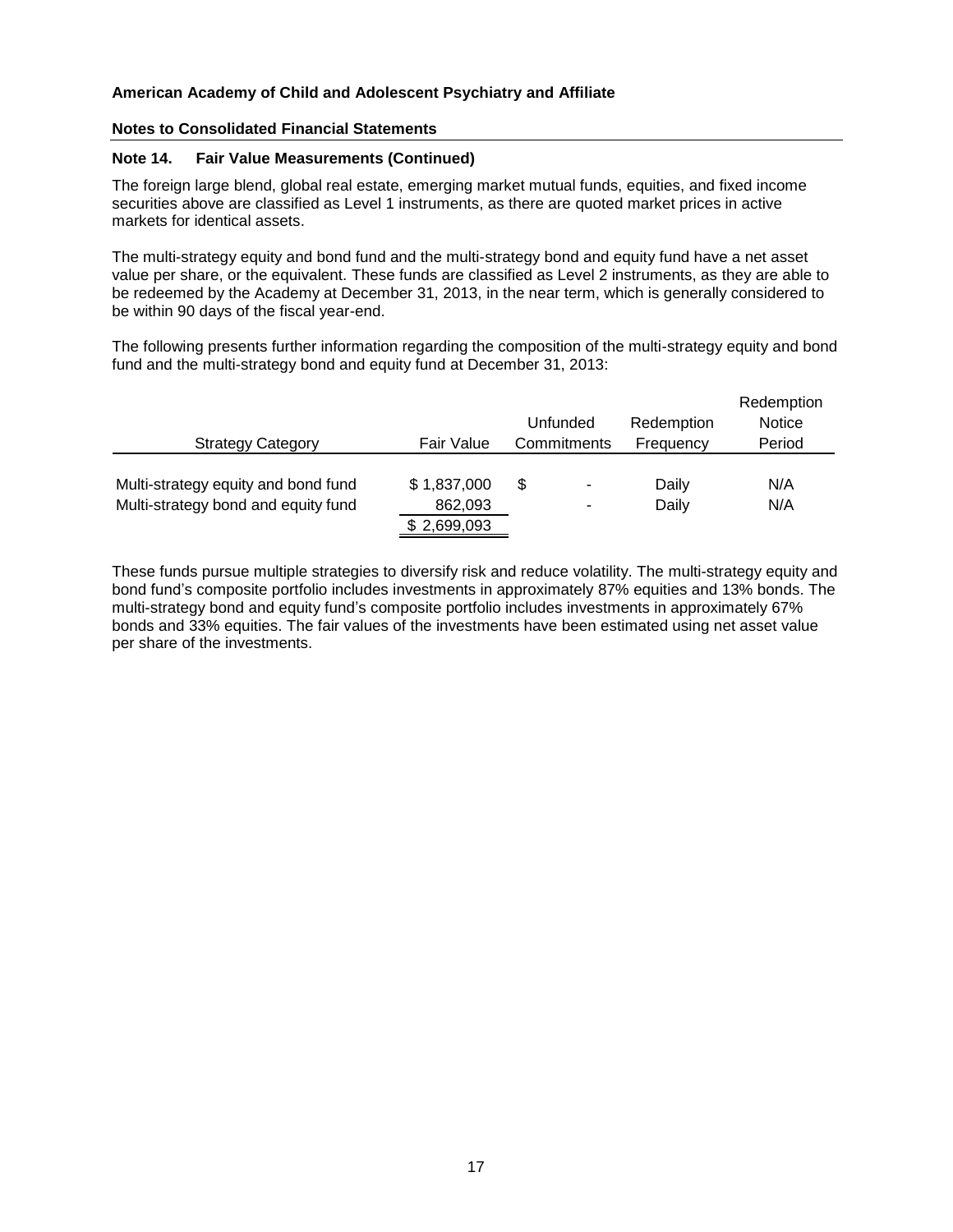**American Academy of Child and Adolescent Psychiatry and Affiliate**

**Notes to Consolidated Financial Statements**

**Note 14. Fair Value Measurements (Continued)**

The foreign large blend, global real estate, emerging market mutual funds, equities, and fixed income securities above are classified as Level 1 instruments, as there are quoted market prices in active markets for identical assets.

The multi-strategy equity and bond fund and the multi-strategy bond and equity fund have a net asset value per share, or the equivalent. These funds are classified as Level 2 instruments, as they are able to be redeemed by the Academy at December 31, 2013, in the near term, which is generally considered to be within 90 days of the fiscal year-end.

The following presents further information regarding the composition of the multi-strategy equity and bond fund and the multi-strategy bond and equity fund at December 31, 2013:

| Strategy Category | Fair Value | Unfunded Commitments | Redemption Frequency | Redemption Notice Period |
|---|---|---|---|---|
| Multi-strategy equity and bond fund | $ 1,837,000 | $ - | Daily | N/A |
| Multi-strategy bond and equity fund | 862,093 | - | Daily | N/A |
| | $ 2,699,093 | | | |

These funds pursue multiple strategies to diversify risk and reduce volatility. The multi-strategy equity and bond fund's composite portfolio includes investments in approximately 87% equities and 13% bonds. The multi-strategy bond and equity fund's composite portfolio includes investments in approximately 67% bonds and 33% equities. The fair values of the investments have been estimated using net asset value per share of the investments.